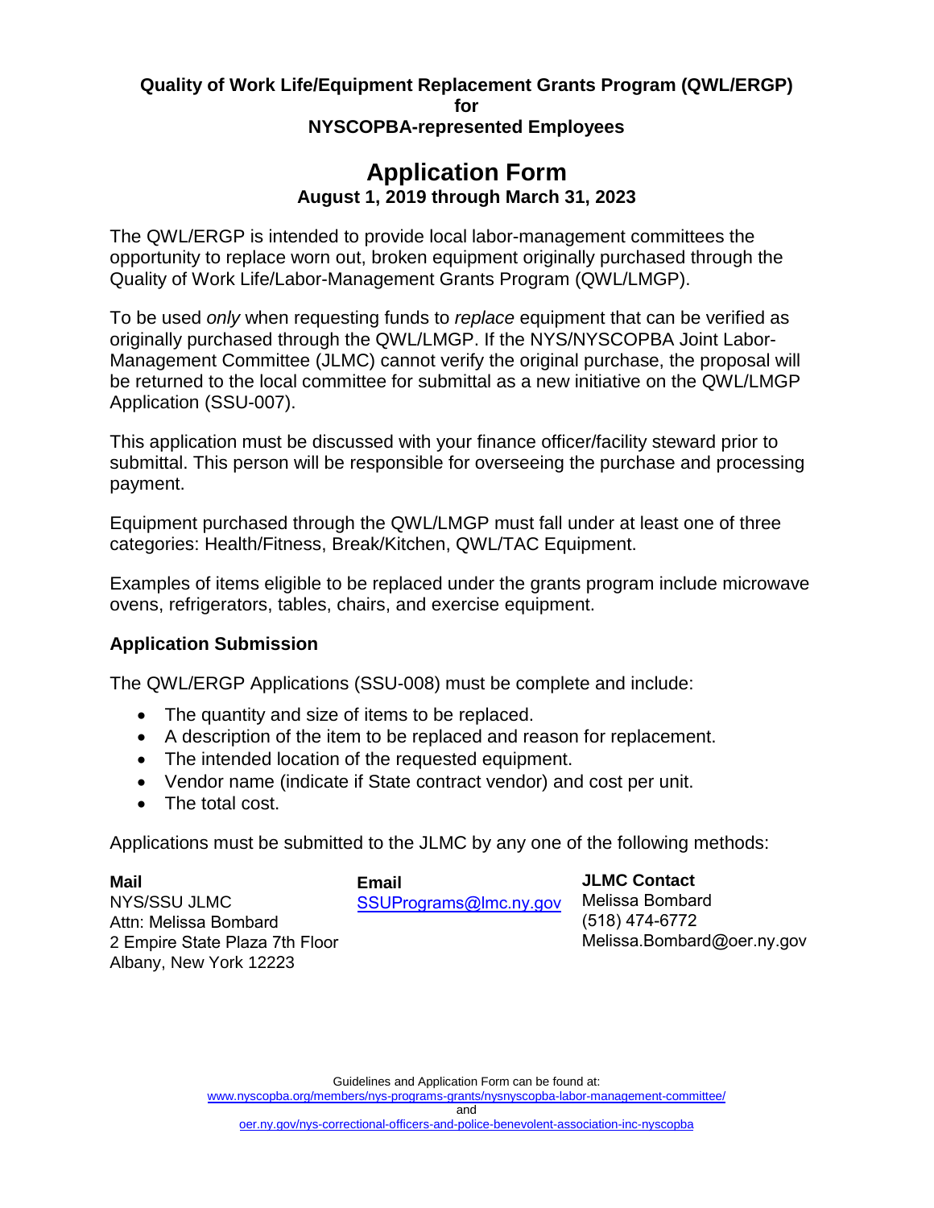**Quality of Work Life/Equipment Replacement Grants Program (QWL/ERGP) for NYSCOPBA-represented Employees**

# Application Form

**August 1, 2019 through March 31, 2023**

The QWL/ERGP is intended to provide local labor-management committees the opportunity to replace worn out, broken equipment originally purchased through the Quality of Work Life/Labor-Management Grants Program (QWL/LMGP).

To be used *only* when requesting funds to *replace* equipment that can be verified as originally purchased through the QWL/LMGP. If the NYS/NYSCOPBA Joint Labor-Management Committee (JLMC) cannot verify the original purchase, the proposal will be returned to the local committee for submittal as a new initiative on the QWL/LMGP Application (SSU-007).

This application must be discussed with your finance officer/facility steward prior to submittal. This person will be responsible for overseeing the purchase and processing payment.

Equipment purchased through the QWL/LMGP must fall under at least one of three categories: Health/Fitness, Break/Kitchen, QWL/TAC Equipment.

Examples of items eligible to be replaced under the grants program include microwave ovens, refrigerators, tables, chairs, and exercise equipment.

### Application Submission

The QWL/ERGP Applications (SSU-008) must be complete and include:

- The quantity and size of items to be replaced.
- A description of the item to be replaced and reason for replacement.
- The intended location of the requested equipment.
- Vendor name (indicate if State contract vendor) and cost per unit.
- The total cost.

Applications must be submitted to the JLMC by any one of the following methods:

**Mail**
NYS/SSU JLMC
Attn: Melissa Bombard
2 Empire State Plaza 7th Floor
Albany, New York 12223

**Email**
SSUPrograms@lmc.ny.gov

**JLMC Contact**
Melissa Bombard
(518) 474-6772
Melissa.Bombard@oer.ny.gov

Guidelines and Application Form can be found at:
www.nyscopba.org/members/nys-programs-grants/nysnyscopba-labor-management-committee/
and
oer.ny.gov/nys-correctional-officers-and-police-benevolent-association-inc-nyscopba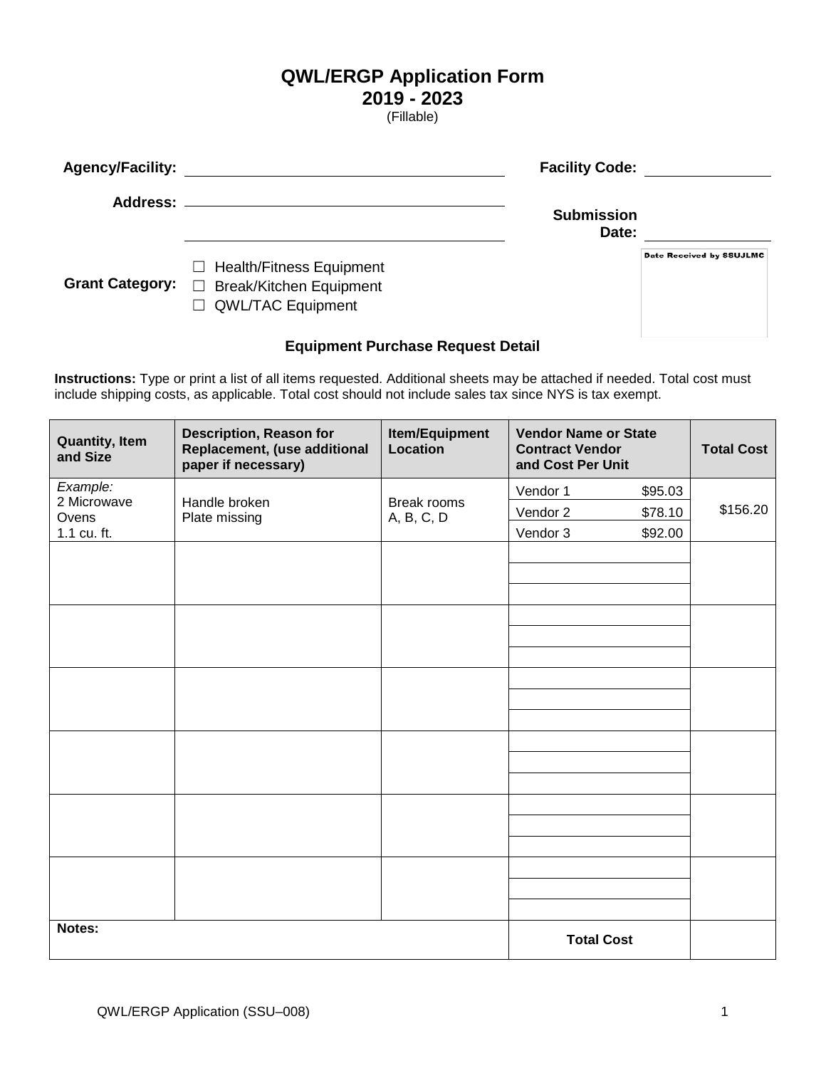# QWL/ERGP Application Form
## 2019 - 2023
(Fillable)

**Agency/Facility:** ______________________ **Facility Code:** ____________

**Address:** ______________________

______________________ **Submission Date:** ____________

**Grant Category:**
- ☐ Health/Fitness Equipment
- ☐ Break/Kitchen Equipment
- ☐ QWL/TAC Equipment

Date Received by SSUJLMC

### Equipment Purchase Request Detail

**Instructions:** Type or print a list of all items requested. Additional sheets may be attached if needed. Total cost must include shipping costs, as applicable. Total cost should not include sales tax since NYS is tax exempt.

| Quantity, Item and Size | Description, Reason for Replacement, (use additional paper if necessary) | Item/Equipment Location | Vendor Name or State Contract Vendor and Cost Per Unit | | Total Cost |
|---|---|---|---|---|---|
| *Example:* 2 Microwave Ovens 1.1 cu. ft. | Handle broken Plate missing | Break rooms A, B, C, D | Vendor 1 | $95.03 | $156.20 |
| | | | Vendor 2 | $78.10 | |
| | | | Vendor 3 | $92.00 | |
| | | | | | |
| | | | | | |
| | | | | | |
| | | | | | |
| | | | | | |
| | | | | | |
| **Notes:** | | | **Total Cost** | | |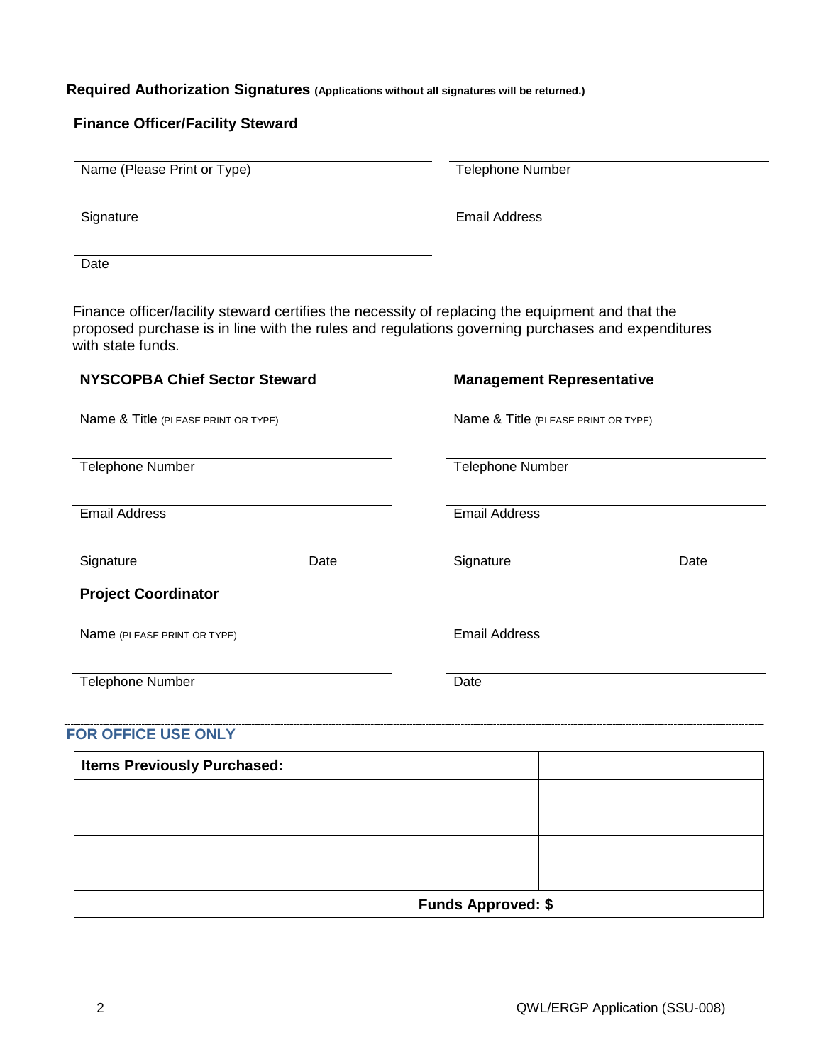**Required Authorization Signatures** **(Applications without all signatures will be returned.)**

**Finance Officer/Facility Steward**

Name (Please Print or Type)

Telephone Number

Signature

Email Address

Date

Finance officer/facility steward certifies the necessity of replacing the equipment and that the proposed purchase is in line with the rules and regulations governing purchases and expenditures with state funds.

**NYSCOPBA Chief Sector Steward**

Name & Title (PLEASE PRINT OR TYPE)

Telephone Number

Email Address

Signature Date

**Management Representative**

Name & Title (PLEASE PRINT OR TYPE)

Telephone Number

Email Address

Signature Date

**Project Coordinator**

Name (PLEASE PRINT OR TYPE)

Email Address

Telephone Number

Date

---

**FOR OFFICE USE ONLY**

| **Items Previously Purchased:** | | |
|---|---|---|
| | | |
| | | |
| | | |
| | | |
| **Funds Approved: $** | | |